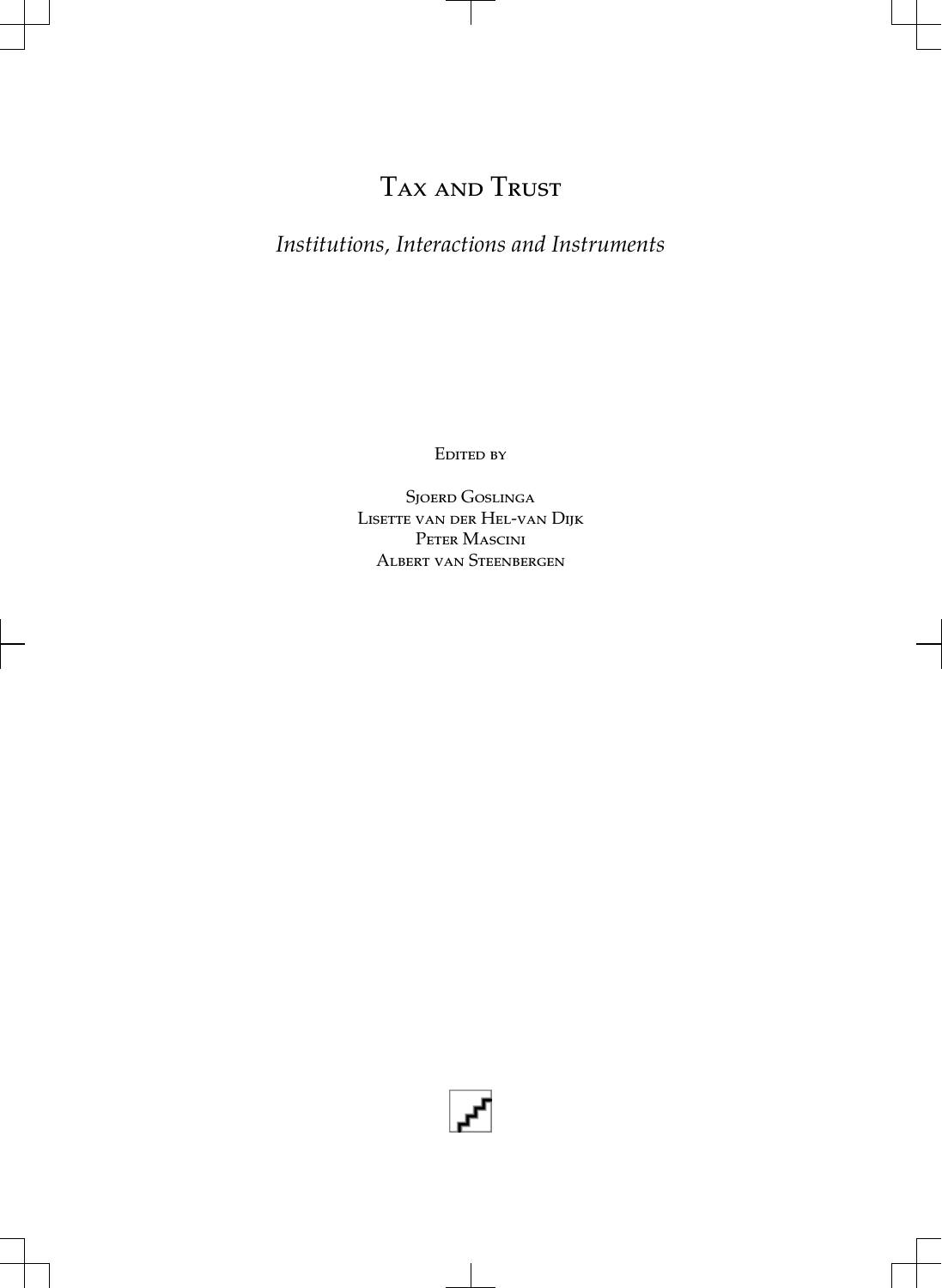# Tax and Trust

*Institutions, Interactions and Instruments*

Edited by

Sjoerd Goslinga
Lisette van der Hel-van Dijk
Peter Mascini
Albert van Steenbergen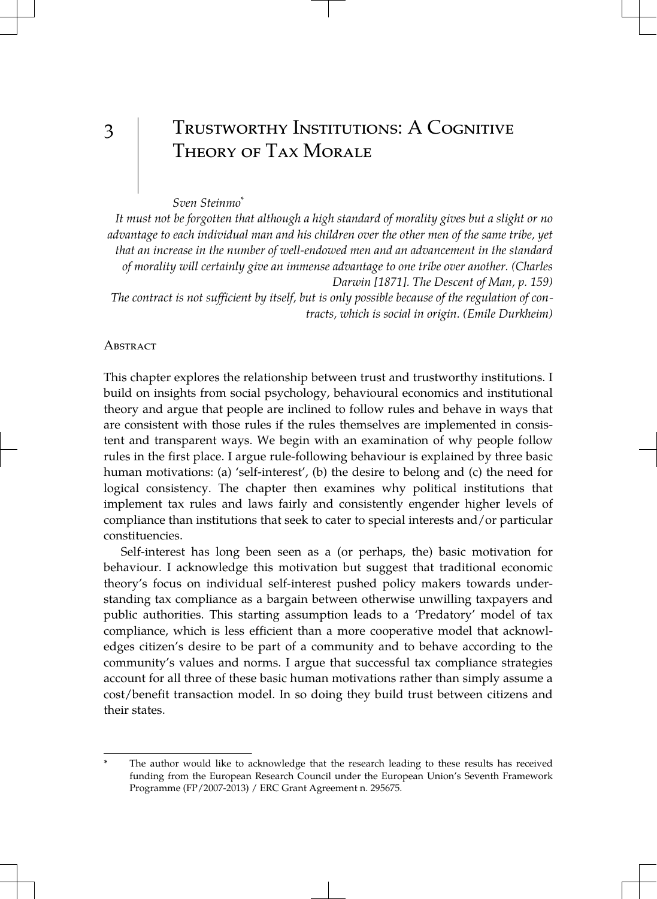# 3 Trustworthy Institutions: A Cognitive Theory of Tax Morale

*Sven Steinmo*[*]

*It must not be forgotten that although a high standard of morality gives but a slight or no advantage to each individual man and his children over the other men of the same tribe, yet that an increase in the number of well-endowed men and an advancement in the standard of morality will certainly give an immense advantage to one tribe over another. (Charles Darwin [1871]. The Descent of Man, p. 159)*

*The contract is not sufficient by itself, but is only possible because of the regulation of contracts, which is social in origin. (Emile Durkheim)*

## Abstract

This chapter explores the relationship between trust and trustworthy institutions. I build on insights from social psychology, behavioural economics and institutional theory and argue that people are inclined to follow rules and behave in ways that are consistent with those rules if the rules themselves are implemented in consistent and transparent ways. We begin with an examination of why people follow rules in the first place. I argue rule-following behaviour is explained by three basic human motivations: (a) 'self-interest', (b) the desire to belong and (c) the need for logical consistency. The chapter then examines why political institutions that implement tax rules and laws fairly and consistently engender higher levels of compliance than institutions that seek to cater to special interests and/or particular constituencies.

Self-interest has long been seen as a (or perhaps, the) basic motivation for behaviour. I acknowledge this motivation but suggest that traditional economic theory's focus on individual self-interest pushed policy makers towards understanding tax compliance as a bargain between otherwise unwilling taxpayers and public authorities. This starting assumption leads to a 'Predatory' model of tax compliance, which is less efficient than a more cooperative model that acknowledges citizen's desire to be part of a community and to behave according to the community's values and norms. I argue that successful tax compliance strategies account for all three of these basic human motivations rather than simply assume a cost/benefit transaction model. In so doing they build trust between citizens and their states.

---

[*] The author would like to acknowledge that the research leading to these results has received funding from the European Research Council under the European Union's Seventh Framework Programme (FP/2007-2013) / ERC Grant Agreement n. 295675.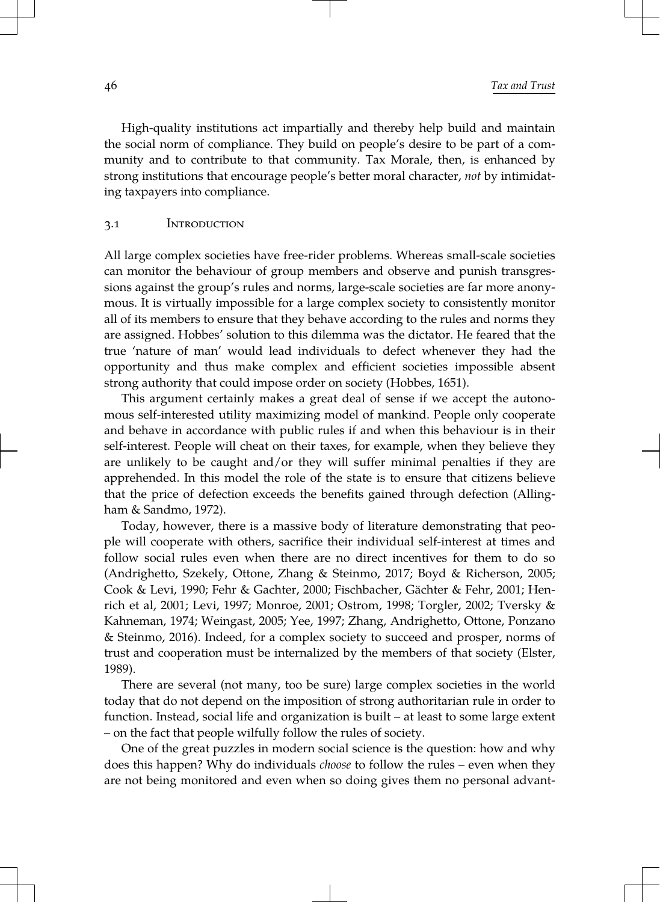High-quality institutions act impartially and thereby help build and maintain the social norm of compliance. They build on people's desire to be part of a community and to contribute to that community. Tax Morale, then, is enhanced by strong institutions that encourage people's better moral character, *not* by intimidating taxpayers into compliance.

## 3.1 Introduction

All large complex societies have free-rider problems. Whereas small-scale societies can monitor the behaviour of group members and observe and punish transgressions against the group's rules and norms, large-scale societies are far more anonymous. It is virtually impossible for a large complex society to consistently monitor all of its members to ensure that they behave according to the rules and norms they are assigned. Hobbes' solution to this dilemma was the dictator. He feared that the true 'nature of man' would lead individuals to defect whenever they had the opportunity and thus make complex and efficient societies impossible absent strong authority that could impose order on society (Hobbes, 1651).

This argument certainly makes a great deal of sense if we accept the autonomous self-interested utility maximizing model of mankind. People only cooperate and behave in accordance with public rules if and when this behaviour is in their self-interest. People will cheat on their taxes, for example, when they believe they are unlikely to be caught and/or they will suffer minimal penalties if they are apprehended. In this model the role of the state is to ensure that citizens believe that the price of defection exceeds the benefits gained through defection (Allingham & Sandmo, 1972).

Today, however, there is a massive body of literature demonstrating that people will cooperate with others, sacrifice their individual self-interest at times and follow social rules even when there are no direct incentives for them to do so (Andrighetto, Szekely, Ottone, Zhang & Steinmo, 2017; Boyd & Richerson, 2005; Cook & Levi, 1990; Fehr & Gachter, 2000; Fischbacher, Gächter & Fehr, 2001; Henrich et al, 2001; Levi, 1997; Monroe, 2001; Ostrom, 1998; Torgler, 2002; Tversky & Kahneman, 1974; Weingast, 2005; Yee, 1997; Zhang, Andrighetto, Ottone, Ponzano & Steinmo, 2016). Indeed, for a complex society to succeed and prosper, norms of trust and cooperation must be internalized by the members of that society (Elster, 1989).

There are several (not many, too be sure) large complex societies in the world today that do not depend on the imposition of strong authoritarian rule in order to function. Instead, social life and organization is built – at least to some large extent – on the fact that people wilfully follow the rules of society.

One of the great puzzles in modern social science is the question: how and why does this happen? Why do individuals *choose* to follow the rules – even when they are not being monitored and even when so doing gives them no personal advant-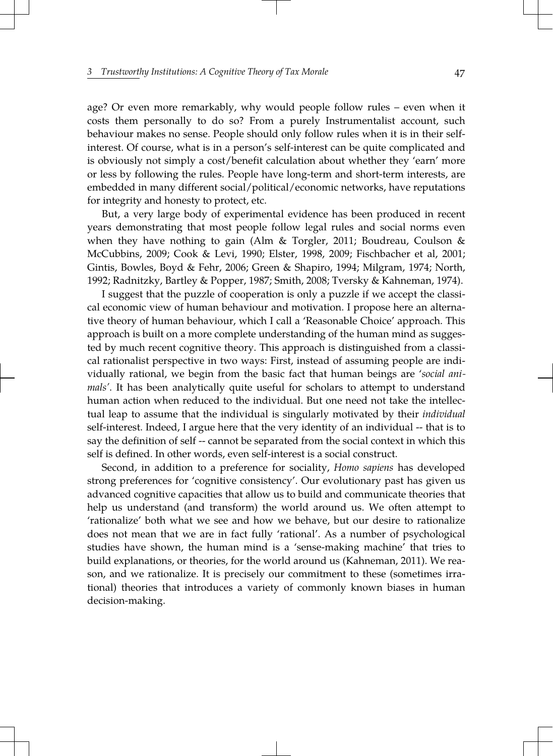age? Or even more remarkably, why would people follow rules – even when it costs them personally to do so? From a purely Instrumentalist account, such behaviour makes no sense. People should only follow rules when it is in their self-interest. Of course, what is in a person's self-interest can be quite complicated and is obviously not simply a cost/benefit calculation about whether they 'earn' more or less by following the rules. People have long-term and short-term interests, are embedded in many different social/political/economic networks, have reputations for integrity and honesty to protect, etc.

But, a very large body of experimental evidence has been produced in recent years demonstrating that most people follow legal rules and social norms even when they have nothing to gain (Alm & Torgler, 2011; Boudreau, Coulson & McCubbins, 2009; Cook & Levi, 1990; Elster, 1998, 2009; Fischbacher et al, 2001; Gintis, Bowles, Boyd & Fehr, 2006; Green & Shapiro, 1994; Milgram, 1974; North, 1992; Radnitzky, Bartley & Popper, 1987; Smith, 2008; Tversky & Kahneman, 1974).

I suggest that the puzzle of cooperation is only a puzzle if we accept the classical economic view of human behaviour and motivation. I propose here an alternative theory of human behaviour, which I call a 'Reasonable Choice' approach. This approach is built on a more complete understanding of the human mind as suggested by much recent cognitive theory. This approach is distinguished from a classical rationalist perspective in two ways: First, instead of assuming people are individually rational, we begin from the basic fact that human beings are '*social animals'*. It has been analytically quite useful for scholars to attempt to understand human action when reduced to the individual. But one need not take the intellectual leap to assume that the individual is singularly motivated by their *individual* self-interest. Indeed, I argue here that the very identity of an individual -- that is to say the definition of self -- cannot be separated from the social context in which this self is defined. In other words, even self-interest is a social construct.

Second, in addition to a preference for sociality, *Homo sapiens* has developed strong preferences for 'cognitive consistency'. Our evolutionary past has given us advanced cognitive capacities that allow us to build and communicate theories that help us understand (and transform) the world around us. We often attempt to 'rationalize' both what we see and how we behave, but our desire to rationalize does not mean that we are in fact fully 'rational'. As a number of psychological studies have shown, the human mind is a 'sense-making machine' that tries to build explanations, or theories, for the world around us (Kahneman, 2011). We reason, and we rationalize. It is precisely our commitment to these (sometimes irrational) theories that introduces a variety of commonly known biases in human decision-making.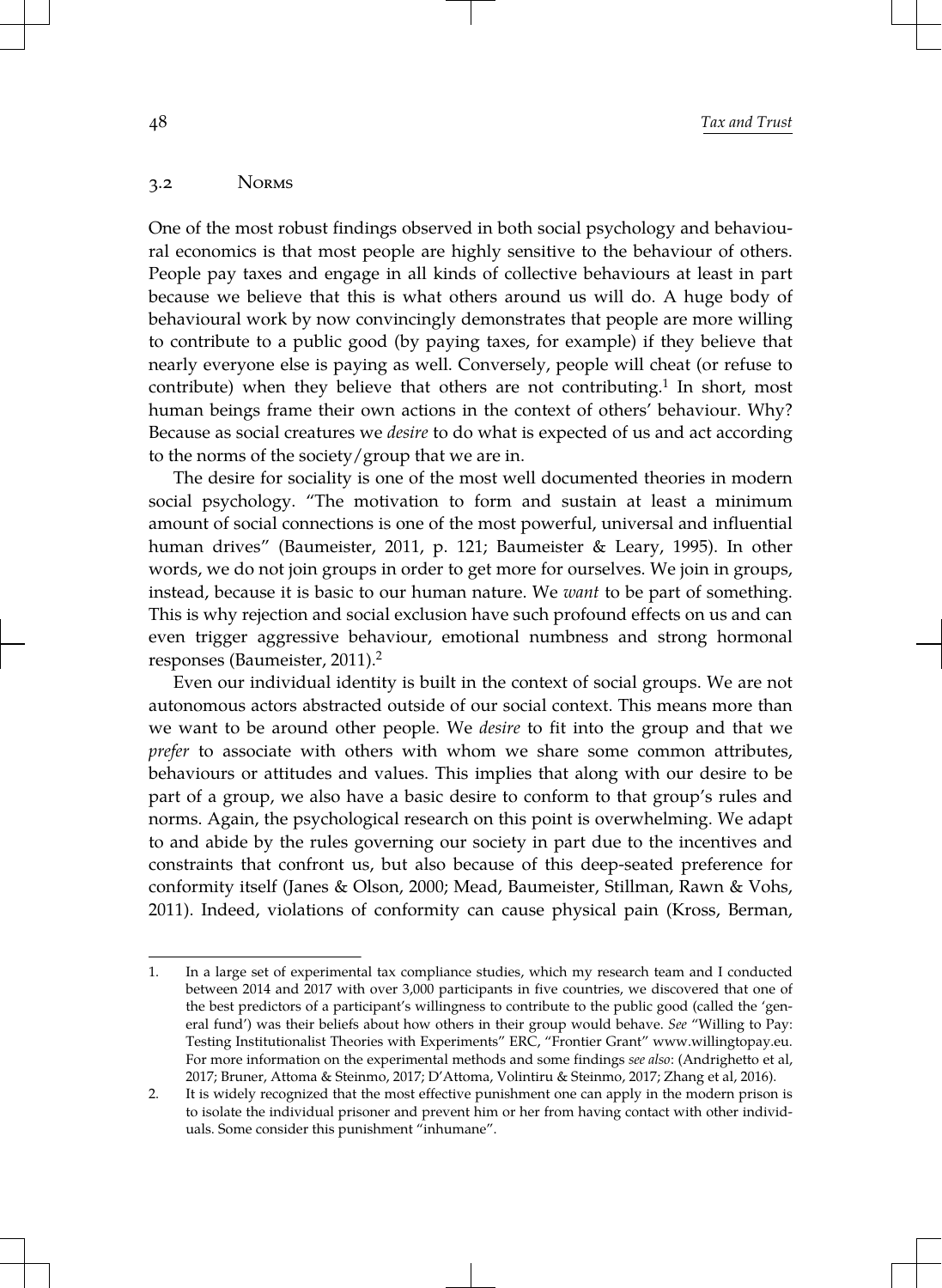### 3.2 Norms

One of the most robust findings observed in both social psychology and behavioural economics is that most people are highly sensitive to the behaviour of others. People pay taxes and engage in all kinds of collective behaviours at least in part because we believe that this is what others around us will do. A huge body of behavioural work by now convincingly demonstrates that people are more willing to contribute to a public good (by paying taxes, for example) if they believe that nearly everyone else is paying as well. Conversely, people will cheat (or refuse to contribute) when they believe that others are not contributing.[1] In short, most human beings frame their own actions in the context of others' behaviour. Why? Because as social creatures we *desire* to do what is expected of us and act according to the norms of the society/group that we are in.

The desire for sociality is one of the most well documented theories in modern social psychology. "The motivation to form and sustain at least a minimum amount of social connections is one of the most powerful, universal and influential human drives" (Baumeister, 2011, p. 121; Baumeister & Leary, 1995). In other words, we do not join groups in order to get more for ourselves. We join in groups, instead, because it is basic to our human nature. We *want* to be part of something. This is why rejection and social exclusion have such profound effects on us and can even trigger aggressive behaviour, emotional numbness and strong hormonal responses (Baumeister, 2011).[2]

Even our individual identity is built in the context of social groups. We are not autonomous actors abstracted outside of our social context. This means more than we want to be around other people. We *desire* to fit into the group and that we *prefer* to associate with others with whom we share some common attributes, behaviours or attitudes and values. This implies that along with our desire to be part of a group, we also have a basic desire to conform to that group's rules and norms. Again, the psychological research on this point is overwhelming. We adapt to and abide by the rules governing our society in part due to the incentives and constraints that confront us, but also because of this deep-seated preference for conformity itself (Janes & Olson, 2000; Mead, Baumeister, Stillman, Rawn & Vohs, 2011). Indeed, violations of conformity can cause physical pain (Kross, Berman,

---

1. In a large set of experimental tax compliance studies, which my research team and I conducted between 2014 and 2017 with over 3,000 participants in five countries, we discovered that one of the best predictors of a participant's willingness to contribute to the public good (called the 'general fund') was their beliefs about how others in their group would behave. *See* "Willing to Pay: Testing Institutionalist Theories with Experiments" ERC, "Frontier Grant" www.willingtopay.eu. For more information on the experimental methods and some findings *see also*: (Andrighetto et al, 2017; Bruner, Attoma & Steinmo, 2017; D'Attoma, Volintiru & Steinmo, 2017; Zhang et al, 2016).

2. It is widely recognized that the most effective punishment one can apply in the modern prison is to isolate the individual prisoner and prevent him or her from having contact with other individuals. Some consider this punishment "inhumane".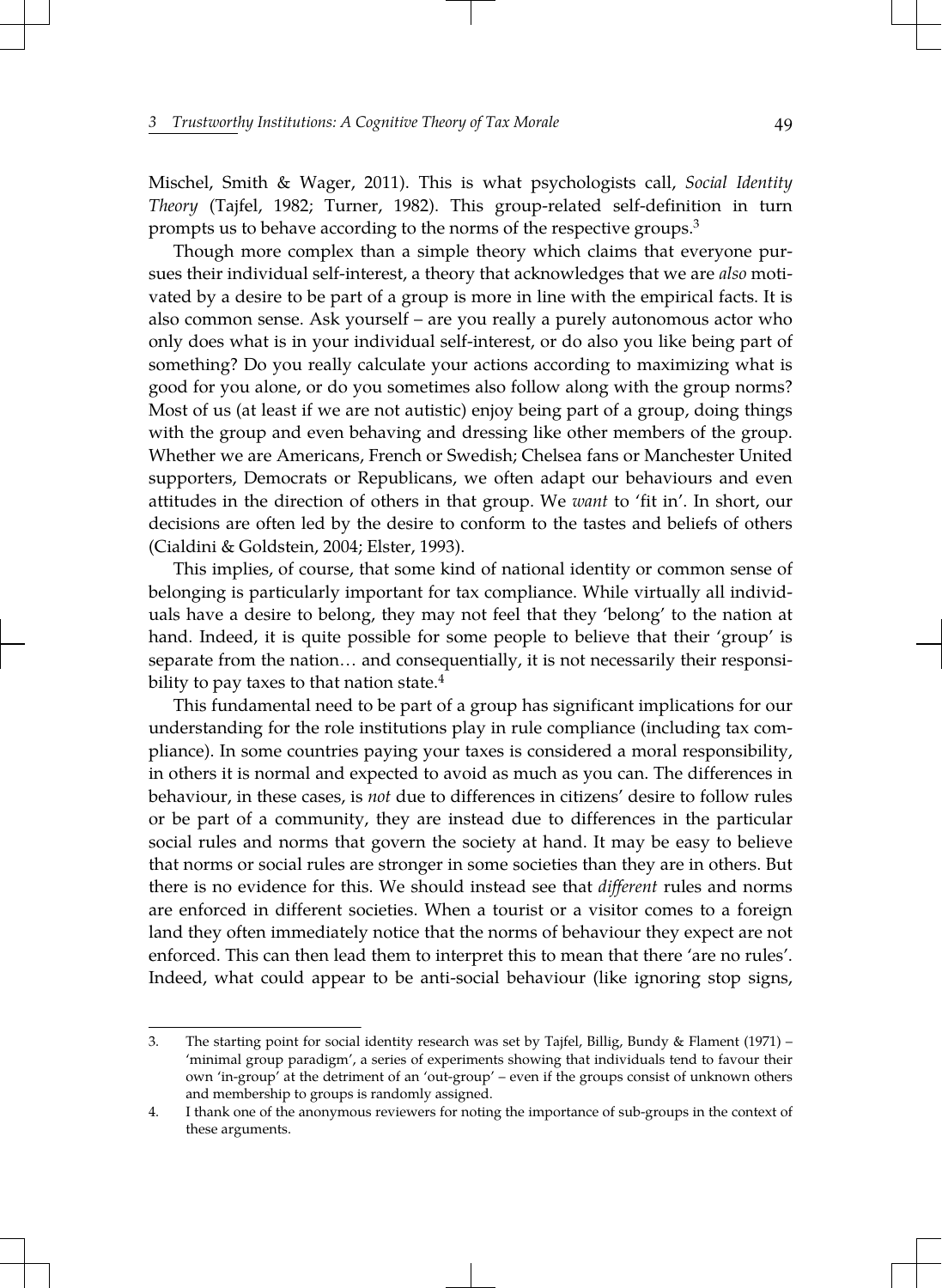Mischel, Smith & Wager, 2011). This is what psychologists call, *Social Identity Theory* (Tajfel, 1982; Turner, 1982). This group-related self-definition in turn prompts us to behave according to the norms of the respective groups.[3]

Though more complex than a simple theory which claims that everyone pursues their individual self-interest, a theory that acknowledges that we are *also* motivated by a desire to be part of a group is more in line with the empirical facts. It is also common sense. Ask yourself – are you really a purely autonomous actor who only does what is in your individual self-interest, or do also you like being part of something? Do you really calculate your actions according to maximizing what is good for you alone, or do you sometimes also follow along with the group norms? Most of us (at least if we are not autistic) enjoy being part of a group, doing things with the group and even behaving and dressing like other members of the group. Whether we are Americans, French or Swedish; Chelsea fans or Manchester United supporters, Democrats or Republicans, we often adapt our behaviours and even attitudes in the direction of others in that group. We *want* to 'fit in'. In short, our decisions are often led by the desire to conform to the tastes and beliefs of others (Cialdini & Goldstein, 2004; Elster, 1993).

This implies, of course, that some kind of national identity or common sense of belonging is particularly important for tax compliance. While virtually all individuals have a desire to belong, they may not feel that they 'belong' to the nation at hand. Indeed, it is quite possible for some people to believe that their 'group' is separate from the nation… and consequentially, it is not necessarily their responsibility to pay taxes to that nation state.[4]

This fundamental need to be part of a group has significant implications for our understanding for the role institutions play in rule compliance (including tax compliance). In some countries paying your taxes is considered a moral responsibility, in others it is normal and expected to avoid as much as you can. The differences in behaviour, in these cases, is *not* due to differences in citizens' desire to follow rules or be part of a community, they are instead due to differences in the particular social rules and norms that govern the society at hand. It may be easy to believe that norms or social rules are stronger in some societies than they are in others. But there is no evidence for this. We should instead see that *different* rules and norms are enforced in different societies. When a tourist or a visitor comes to a foreign land they often immediately notice that the norms of behaviour they expect are not enforced. This can then lead them to interpret this to mean that there 'are no rules'. Indeed, what could appear to be anti-social behaviour (like ignoring stop signs,

---

3. The starting point for social identity research was set by Tajfel, Billig, Bundy & Flament (1971) – 'minimal group paradigm', a series of experiments showing that individuals tend to favour their own 'in-group' at the detriment of an 'out-group' – even if the groups consist of unknown others and membership to groups is randomly assigned.

4. I thank one of the anonymous reviewers for noting the importance of sub-groups in the context of these arguments.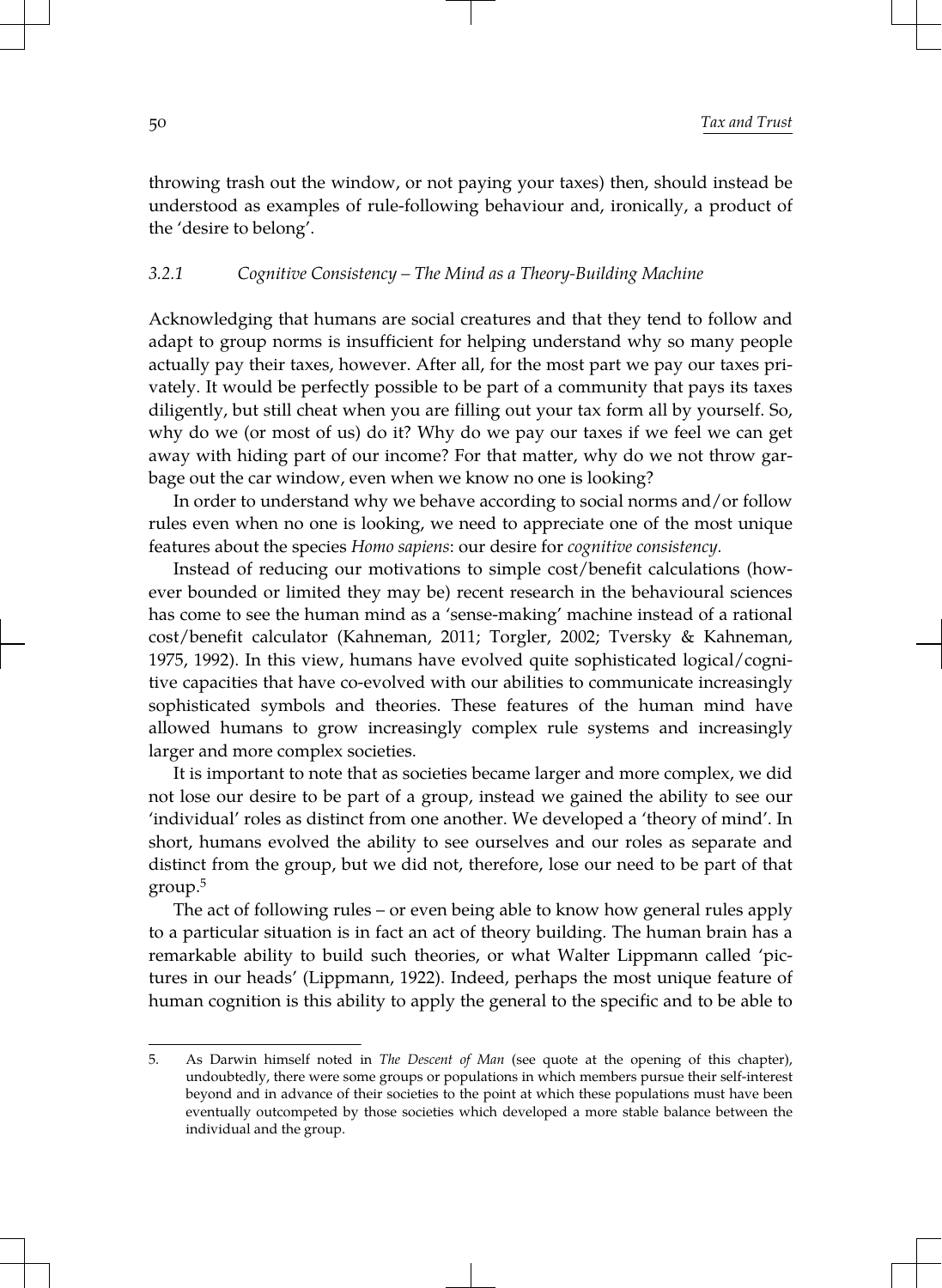throwing trash out the window, or not paying your taxes) then, should instead be understood as examples of rule-following behaviour and, ironically, a product of the 'desire to belong'.

### 3.2.1 *Cognitive Consistency – The Mind as a Theory-Building Machine*

Acknowledging that humans are social creatures and that they tend to follow and adapt to group norms is insufficient for helping understand why so many people actually pay their taxes, however. After all, for the most part we pay our taxes privately. It would be perfectly possible to be part of a community that pays its taxes diligently, but still cheat when you are filling out your tax form all by yourself. So, why do we (or most of us) do it? Why do we pay our taxes if we feel we can get away with hiding part of our income? For that matter, why do we not throw garbage out the car window, even when we know no one is looking?

In order to understand why we behave according to social norms and/or follow rules even when no one is looking, we need to appreciate one of the most unique features about the species *Homo sapiens*: our desire for *cognitive consistency*.

Instead of reducing our motivations to simple cost/benefit calculations (however bounded or limited they may be) recent research in the behavioural sciences has come to see the human mind as a 'sense-making' machine instead of a rational cost/benefit calculator (Kahneman, 2011; Torgler, 2002; Tversky & Kahneman, 1975, 1992). In this view, humans have evolved quite sophisticated logical/cognitive capacities that have co-evolved with our abilities to communicate increasingly sophisticated symbols and theories. These features of the human mind have allowed humans to grow increasingly complex rule systems and increasingly larger and more complex societies.

It is important to note that as societies became larger and more complex, we did not lose our desire to be part of a group, instead we gained the ability to see our 'individual' roles as distinct from one another. We developed a 'theory of mind'. In short, humans evolved the ability to see ourselves and our roles as separate and distinct from the group, but we did not, therefore, lose our need to be part of that group.[5]

The act of following rules – or even being able to know how general rules apply to a particular situation is in fact an act of theory building. The human brain has a remarkable ability to build such theories, or what Walter Lippmann called 'pictures in our heads' (Lippmann, 1922). Indeed, perhaps the most unique feature of human cognition is this ability to apply the general to the specific and to be able to

---

5. As Darwin himself noted in *The Descent of Man* (see quote at the opening of this chapter), undoubtedly, there were some groups or populations in which members pursue their self-interest beyond and in advance of their societies to the point at which these populations must have been eventually outcompeted by those societies which developed a more stable balance between the individual and the group.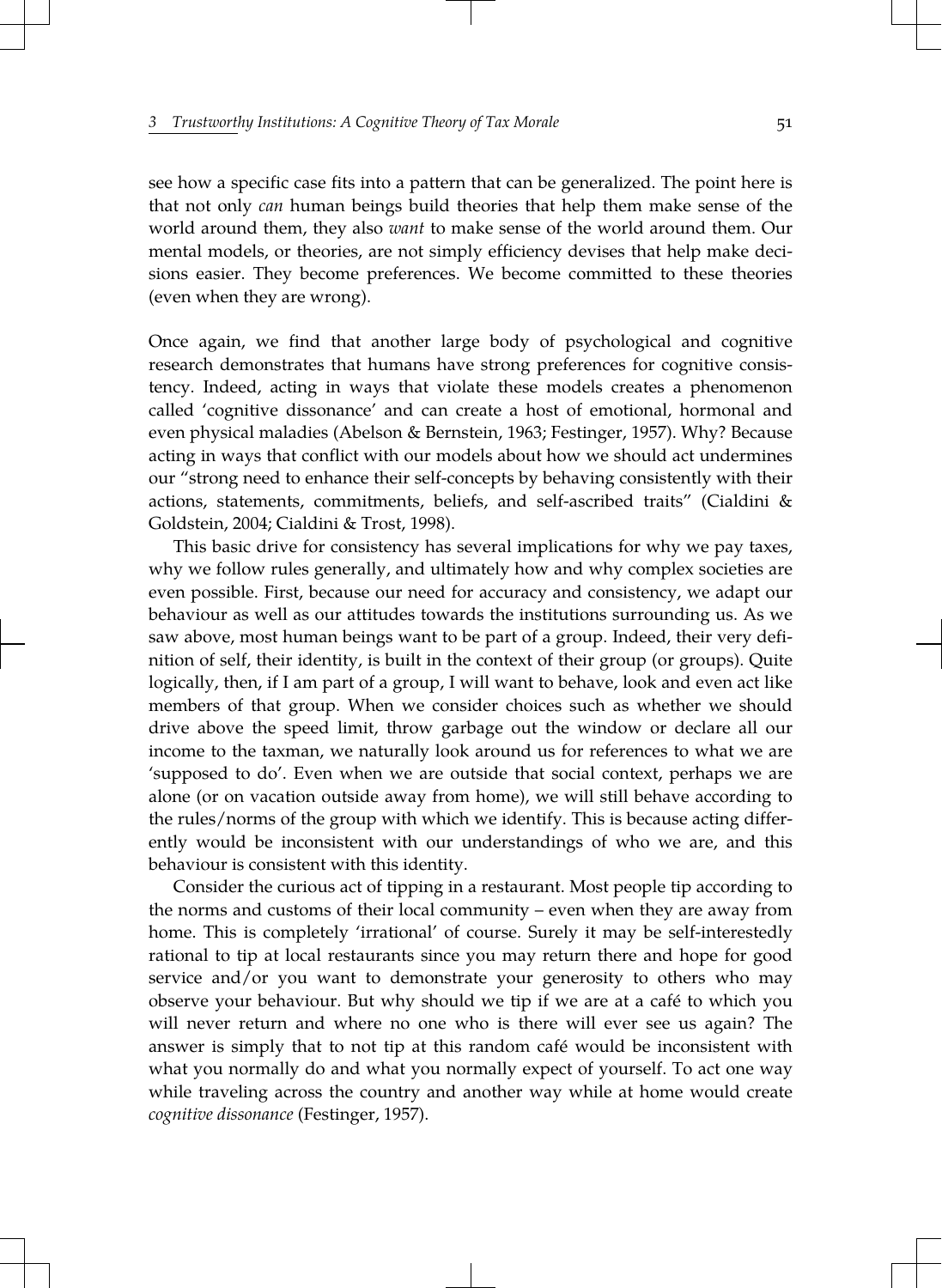see how a specific case fits into a pattern that can be generalized. The point here is that not only *can* human beings build theories that help them make sense of the world around them, they also *want* to make sense of the world around them. Our mental models, or theories, are not simply efficiency devises that help make decisions easier. They become preferences. We become committed to these theories (even when they are wrong).

Once again, we find that another large body of psychological and cognitive research demonstrates that humans have strong preferences for cognitive consistency. Indeed, acting in ways that violate these models creates a phenomenon called 'cognitive dissonance' and can create a host of emotional, hormonal and even physical maladies (Abelson & Bernstein, 1963; Festinger, 1957). Why? Because acting in ways that conflict with our models about how we should act undermines our "strong need to enhance their self-concepts by behaving consistently with their actions, statements, commitments, beliefs, and self-ascribed traits" (Cialdini & Goldstein, 2004; Cialdini & Trost, 1998).

This basic drive for consistency has several implications for why we pay taxes, why we follow rules generally, and ultimately how and why complex societies are even possible. First, because our need for accuracy and consistency, we adapt our behaviour as well as our attitudes towards the institutions surrounding us. As we saw above, most human beings want to be part of a group. Indeed, their very definition of self, their identity, is built in the context of their group (or groups). Quite logically, then, if I am part of a group, I will want to behave, look and even act like members of that group. When we consider choices such as whether we should drive above the speed limit, throw garbage out the window or declare all our income to the taxman, we naturally look around us for references to what we are 'supposed to do'. Even when we are outside that social context, perhaps we are alone (or on vacation outside away from home), we will still behave according to the rules/norms of the group with which we identify. This is because acting differently would be inconsistent with our understandings of who we are, and this behaviour is consistent with this identity.

Consider the curious act of tipping in a restaurant. Most people tip according to the norms and customs of their local community – even when they are away from home. This is completely 'irrational' of course. Surely it may be self-interestedly rational to tip at local restaurants since you may return there and hope for good service and/or you want to demonstrate your generosity to others who may observe your behaviour. But why should we tip if we are at a café to which you will never return and where no one who is there will ever see us again? The answer is simply that to not tip at this random café would be inconsistent with what you normally do and what you normally expect of yourself. To act one way while traveling across the country and another way while at home would create *cognitive dissonance* (Festinger, 1957).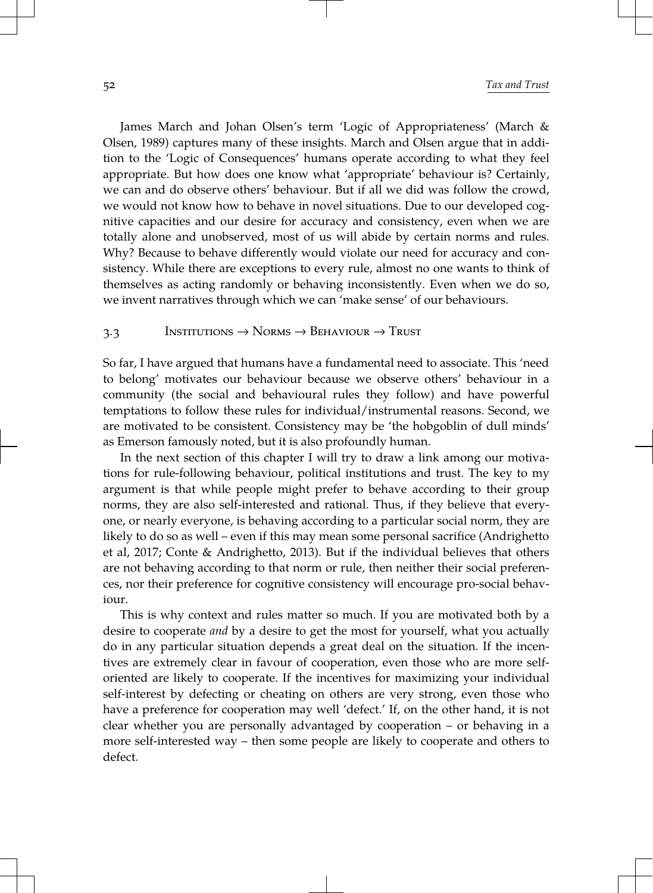James March and Johan Olsen's term 'Logic of Appropriateness' (March & Olsen, 1989) captures many of these insights. March and Olsen argue that in addition to the 'Logic of Consequences' humans operate according to what they feel appropriate. But how does one know what 'appropriate' behaviour is? Certainly, we can and do observe others' behaviour. But if all we did was follow the crowd, we would not know how to behave in novel situations. Due to our developed cognitive capacities and our desire for accuracy and consistency, even when we are totally alone and unobserved, most of us will abide by certain norms and rules. Why? Because to behave differently would violate our need for accuracy and consistency. While there are exceptions to every rule, almost no one wants to think of themselves as acting randomly or behaving inconsistently. Even when we do so, we invent narratives through which we can 'make sense' of our behaviours.

## 3.3 Institutions → Norms → Behaviour → Trust

So far, I have argued that humans have a fundamental need to associate. This 'need to belong' motivates our behaviour because we observe others' behaviour in a community (the social and behavioural rules they follow) and have powerful temptations to follow these rules for individual/instrumental reasons. Second, we are motivated to be consistent. Consistency may be 'the hobgoblin of dull minds' as Emerson famously noted, but it is also profoundly human.

In the next section of this chapter I will try to draw a link among our motivations for rule-following behaviour, political institutions and trust. The key to my argument is that while people might prefer to behave according to their group norms, they are also self-interested and rational. Thus, if they believe that everyone, or nearly everyone, is behaving according to a particular social norm, they are likely to do so as well – even if this may mean some personal sacrifice (Andrighetto et al, 2017; Conte & Andrighetto, 2013). But if the individual believes that others are not behaving according to that norm or rule, then neither their social preferences, nor their preference for cognitive consistency will encourage pro-social behaviour.

This is why context and rules matter so much. If you are motivated both by a desire to cooperate *and* by a desire to get the most for yourself, what you actually do in any particular situation depends a great deal on the situation. If the incentives are extremely clear in favour of cooperation, even those who are more self-oriented are likely to cooperate. If the incentives for maximizing your individual self-interest by defecting or cheating on others are very strong, even those who have a preference for cooperation may well 'defect.' If, on the other hand, it is not clear whether you are personally advantaged by cooperation – or behaving in a more self-interested way – then some people are likely to cooperate and others to defect.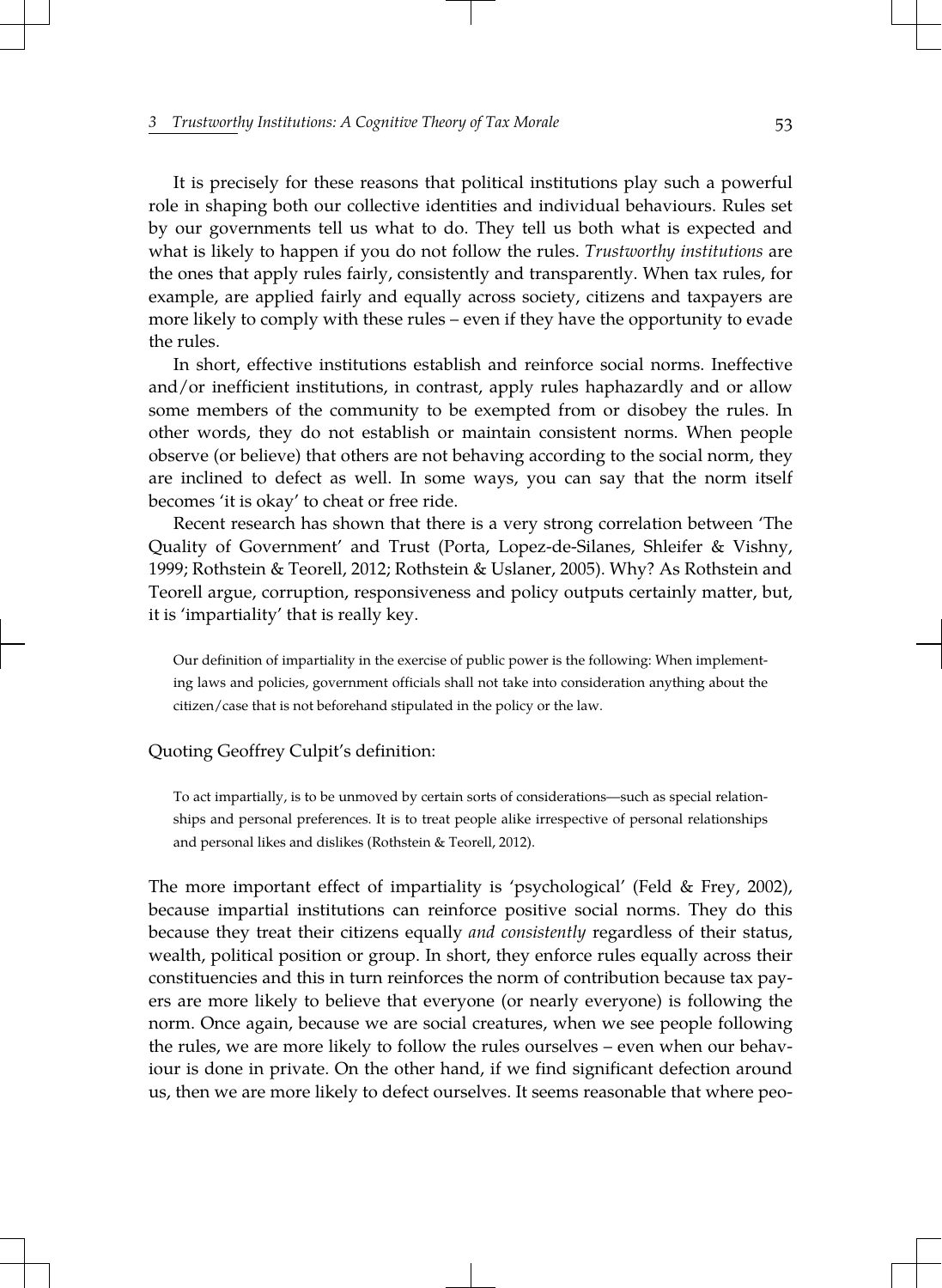It is precisely for these reasons that political institutions play such a powerful role in shaping both our collective identities and individual behaviours. Rules set by our governments tell us what to do. They tell us both what is expected and what is likely to happen if you do not follow the rules. *Trustworthy institutions* are the ones that apply rules fairly, consistently and transparently. When tax rules, for example, are applied fairly and equally across society, citizens and taxpayers are more likely to comply with these rules – even if they have the opportunity to evade the rules.

In short, effective institutions establish and reinforce social norms. Ineffective and/or inefficient institutions, in contrast, apply rules haphazardly and or allow some members of the community to be exempted from or disobey the rules. In other words, they do not establish or maintain consistent norms. When people observe (or believe) that others are not behaving according to the social norm, they are inclined to defect as well. In some ways, you can say that the norm itself becomes 'it is okay' to cheat or free ride.

Recent research has shown that there is a very strong correlation between 'The Quality of Government' and Trust (Porta, Lopez-de-Silanes, Shleifer & Vishny, 1999; Rothstein & Teorell, 2012; Rothstein & Uslaner, 2005). Why? As Rothstein and Teorell argue, corruption, responsiveness and policy outputs certainly matter, but, it is 'impartiality' that is really key.

> Our definition of impartiality in the exercise of public power is the following: When implementing laws and policies, government officials shall not take into consideration anything about the citizen/case that is not beforehand stipulated in the policy or the law.

Quoting Geoffrey Culpit's definition:

> To act impartially, is to be unmoved by certain sorts of considerations—such as special relationships and personal preferences. It is to treat people alike irrespective of personal relationships and personal likes and dislikes (Rothstein & Teorell, 2012).

The more important effect of impartiality is 'psychological' (Feld & Frey, 2002), because impartial institutions can reinforce positive social norms. They do this because they treat their citizens equally *and consistently* regardless of their status, wealth, political position or group. In short, they enforce rules equally across their constituencies and this in turn reinforces the norm of contribution because tax payers are more likely to believe that everyone (or nearly everyone) is following the norm. Once again, because we are social creatures, when we see people following the rules, we are more likely to follow the rules ourselves – even when our behaviour is done in private. On the other hand, if we find significant defection around us, then we are more likely to defect ourselves. It seems reasonable that where peo-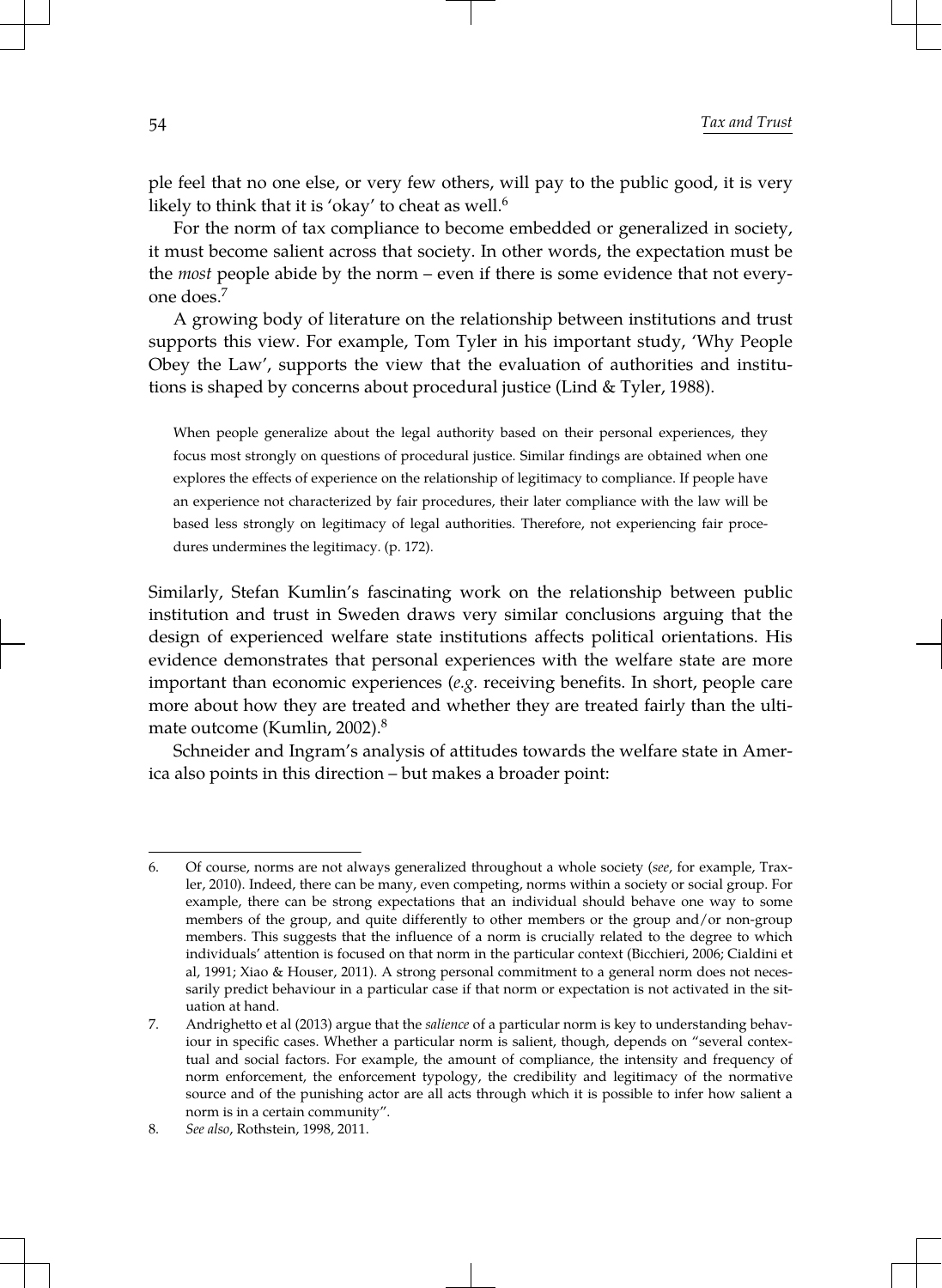ple feel that no one else, or very few others, will pay to the public good, it is very likely to think that it is 'okay' to cheat as well.[6]

For the norm of tax compliance to become embedded or generalized in society, it must become salient across that society. In other words, the expectation must be the *most* people abide by the norm – even if there is some evidence that not everyone does.[7]

A growing body of literature on the relationship between institutions and trust supports this view. For example, Tom Tyler in his important study, 'Why People Obey the Law', supports the view that the evaluation of authorities and institutions is shaped by concerns about procedural justice (Lind & Tyler, 1988).

> When people generalize about the legal authority based on their personal experiences, they focus most strongly on questions of procedural justice. Similar findings are obtained when one explores the effects of experience on the relationship of legitimacy to compliance. If people have an experience not characterized by fair procedures, their later compliance with the law will be based less strongly on legitimacy of legal authorities. Therefore, not experiencing fair procedures undermines the legitimacy. (p. 172).

Similarly, Stefan Kumlin's fascinating work on the relationship between public institution and trust in Sweden draws very similar conclusions arguing that the design of experienced welfare state institutions affects political orientations. His evidence demonstrates that personal experiences with the welfare state are more important than economic experiences (*e.g.* receiving benefits. In short, people care more about how they are treated and whether they are treated fairly than the ultimate outcome (Kumlin, 2002).[8]

Schneider and Ingram's analysis of attitudes towards the welfare state in America also points in this direction – but makes a broader point:

---

6. Of course, norms are not always generalized throughout a whole society (*see*, for example, Traxler, 2010). Indeed, there can be many, even competing, norms within a society or social group. For example, there can be strong expectations that an individual should behave one way to some members of the group, and quite differently to other members or the group and/or non-group members. This suggests that the influence of a norm is crucially related to the degree to which individuals' attention is focused on that norm in the particular context (Bicchieri, 2006; Cialdini et al, 1991; Xiao & Houser, 2011). A strong personal commitment to a general norm does not necessarily predict behaviour in a particular case if that norm or expectation is not activated in the situation at hand.
7. Andrighetto et al (2013) argue that the *salience* of a particular norm is key to understanding behaviour in specific cases. Whether a particular norm is salient, though, depends on "several contextual and social factors. For example, the amount of compliance, the intensity and frequency of norm enforcement, the enforcement typology, the credibility and legitimacy of the normative source and of the punishing actor are all acts through which it is possible to infer how salient a norm is in a certain community".
8. *See also*, Rothstein, 1998, 2011.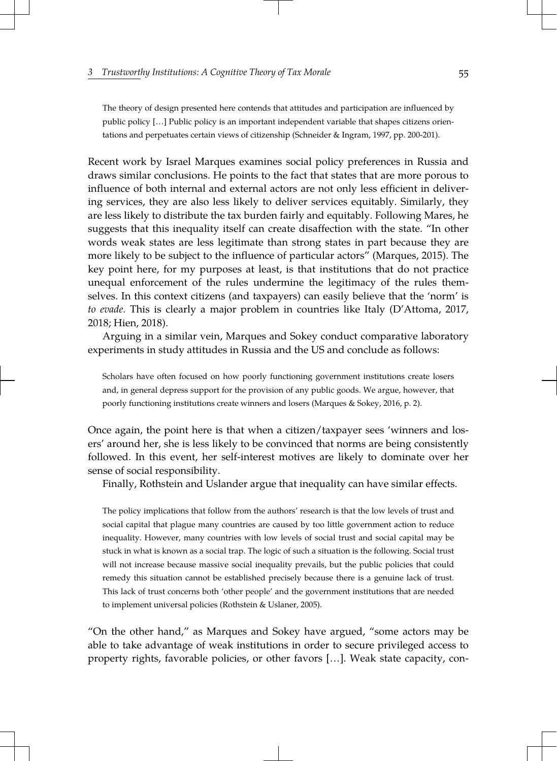> The theory of design presented here contends that attitudes and participation are influenced by public policy […] Public policy is an important independent variable that shapes citizens orientations and perpetuates certain views of citizenship (Schneider & Ingram, 1997, pp. 200-201).

Recent work by Israel Marques examines social policy preferences in Russia and draws similar conclusions. He points to the fact that states that are more porous to influence of both internal and external actors are not only less efficient in delivering services, they are also less likely to deliver services equitably. Similarly, they are less likely to distribute the tax burden fairly and equitably. Following Mares, he suggests that this inequality itself can create disaffection with the state. "In other words weak states are less legitimate than strong states in part because they are more likely to be subject to the influence of particular actors" (Marques, 2015). The key point here, for my purposes at least, is that institutions that do not practice unequal enforcement of the rules undermine the legitimacy of the rules themselves. In this context citizens (and taxpayers) can easily believe that the 'norm' is *to evade.* This is clearly a major problem in countries like Italy (D'Attoma, 2017, 2018; Hien, 2018).

Arguing in a similar vein, Marques and Sokey conduct comparative laboratory experiments in study attitudes in Russia and the US and conclude as follows:

> Scholars have often focused on how poorly functioning government institutions create losers and, in general depress support for the provision of any public goods. We argue, however, that poorly functioning institutions create winners and losers (Marques & Sokey, 2016, p. 2).

Once again, the point here is that when a citizen/taxpayer sees 'winners and losers' around her, she is less likely to be convinced that norms are being consistently followed. In this event, her self-interest motives are likely to dominate over her sense of social responsibility.

Finally, Rothstein and Uslander argue that inequality can have similar effects.

> The policy implications that follow from the authors' research is that the low levels of trust and social capital that plague many countries are caused by too little government action to reduce inequality. However, many countries with low levels of social trust and social capital may be stuck in what is known as a social trap. The logic of such a situation is the following. Social trust will not increase because massive social inequality prevails, but the public policies that could remedy this situation cannot be established precisely because there is a genuine lack of trust. This lack of trust concerns both 'other people' and the government institutions that are needed to implement universal policies (Rothstein & Uslaner, 2005).

"On the other hand," as Marques and Sokey have argued, "some actors may be able to take advantage of weak institutions in order to secure privileged access to property rights, favorable policies, or other favors […]. Weak state capacity, con-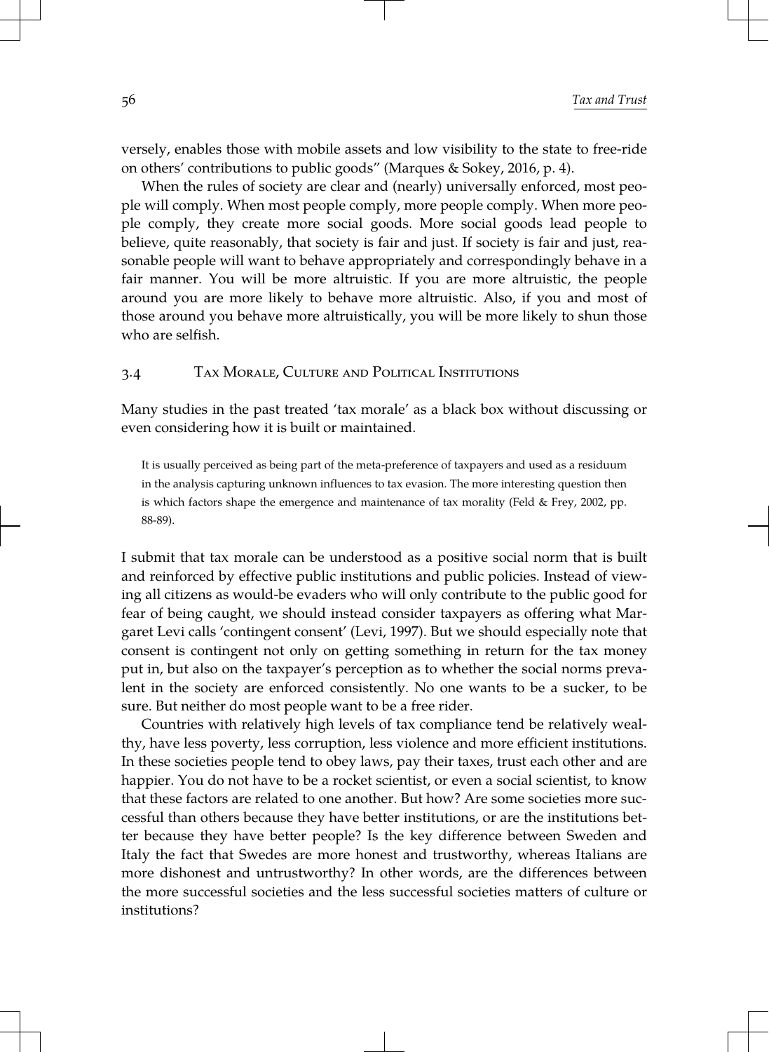versely, enables those with mobile assets and low visibility to the state to free-ride on others' contributions to public goods" (Marques & Sokey, 2016, p. 4).

When the rules of society are clear and (nearly) universally enforced, most people will comply. When most people comply, more people comply. When more people comply, they create more social goods. More social goods lead people to believe, quite reasonably, that society is fair and just. If society is fair and just, reasonable people will want to behave appropriately and correspondingly behave in a fair manner. You will be more altruistic. If you are more altruistic, the people around you are more likely to behave more altruistic. Also, if you and most of those around you behave more altruistically, you will be more likely to shun those who are selfish.

## 3.4 Tax Morale, Culture and Political Institutions

Many studies in the past treated 'tax morale' as a black box without discussing or even considering how it is built or maintained.

> It is usually perceived as being part of the meta-preference of taxpayers and used as a residuum in the analysis capturing unknown influences to tax evasion. The more interesting question then is which factors shape the emergence and maintenance of tax morality (Feld & Frey, 2002, pp. 88-89).

I submit that tax morale can be understood as a positive social norm that is built and reinforced by effective public institutions and public policies. Instead of viewing all citizens as would-be evaders who will only contribute to the public good for fear of being caught, we should instead consider taxpayers as offering what Margaret Levi calls 'contingent consent' (Levi, 1997). But we should especially note that consent is contingent not only on getting something in return for the tax money put in, but also on the taxpayer's perception as to whether the social norms prevalent in the society are enforced consistently. No one wants to be a sucker, to be sure. But neither do most people want to be a free rider.

Countries with relatively high levels of tax compliance tend be relatively wealthy, have less poverty, less corruption, less violence and more efficient institutions. In these societies people tend to obey laws, pay their taxes, trust each other and are happier. You do not have to be a rocket scientist, or even a social scientist, to know that these factors are related to one another. But how? Are some societies more successful than others because they have better institutions, or are the institutions better because they have better people? Is the key difference between Sweden and Italy the fact that Swedes are more honest and trustworthy, whereas Italians are more dishonest and untrustworthy? In other words, are the differences between the more successful societies and the less successful societies matters of culture or institutions?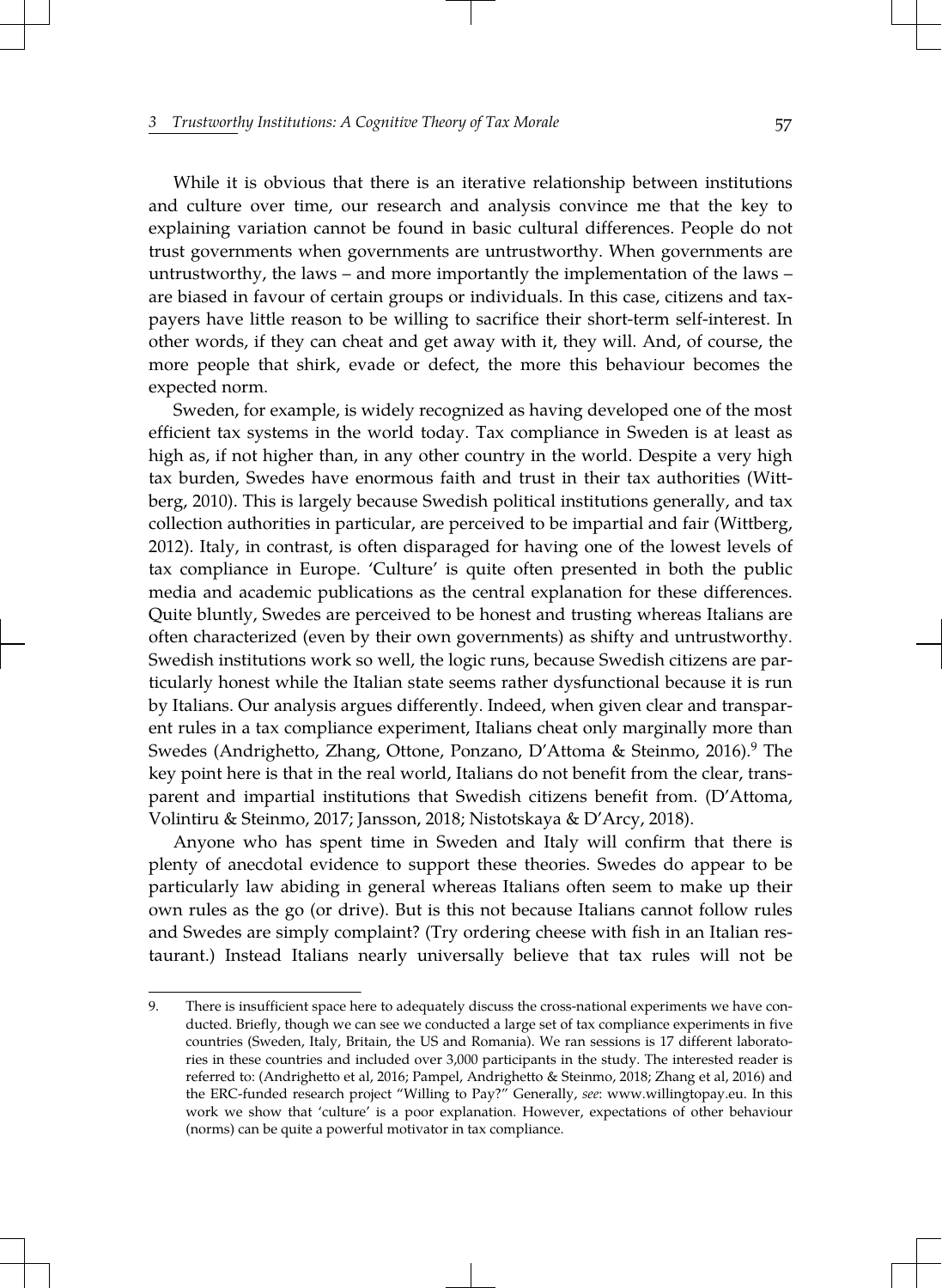While it is obvious that there is an iterative relationship between institutions and culture over time, our research and analysis convince me that the key to explaining variation cannot be found in basic cultural differences. People do not trust governments when governments are untrustworthy. When governments are untrustworthy, the laws – and more importantly the implementation of the laws – are biased in favour of certain groups or individuals. In this case, citizens and taxpayers have little reason to be willing to sacrifice their short-term self-interest. In other words, if they can cheat and get away with it, they will. And, of course, the more people that shirk, evade or defect, the more this behaviour becomes the expected norm.

Sweden, for example, is widely recognized as having developed one of the most efficient tax systems in the world today. Tax compliance in Sweden is at least as high as, if not higher than, in any other country in the world. Despite a very high tax burden, Swedes have enormous faith and trust in their tax authorities (Wittberg, 2010). This is largely because Swedish political institutions generally, and tax collection authorities in particular, are perceived to be impartial and fair (Wittberg, 2012). Italy, in contrast, is often disparaged for having one of the lowest levels of tax compliance in Europe. 'Culture' is quite often presented in both the public media and academic publications as the central explanation for these differences. Quite bluntly, Swedes are perceived to be honest and trusting whereas Italians are often characterized (even by their own governments) as shifty and untrustworthy. Swedish institutions work so well, the logic runs, because Swedish citizens are particularly honest while the Italian state seems rather dysfunctional because it is run by Italians. Our analysis argues differently. Indeed, when given clear and transparent rules in a tax compliance experiment, Italians cheat only marginally more than Swedes (Andrighetto, Zhang, Ottone, Ponzano, D'Attoma & Steinmo, 2016).[9] The key point here is that in the real world, Italians do not benefit from the clear, transparent and impartial institutions that Swedish citizens benefit from. (D'Attoma, Volintiru & Steinmo, 2017; Jansson, 2018; Nistotskaya & D'Arcy, 2018).

Anyone who has spent time in Sweden and Italy will confirm that there is plenty of anecdotal evidence to support these theories. Swedes do appear to be particularly law abiding in general whereas Italians often seem to make up their own rules as the go (or drive). But is this not because Italians cannot follow rules and Swedes are simply complaint? (Try ordering cheese with fish in an Italian restaurant.) Instead Italians nearly universally believe that tax rules will not be

---

9. There is insufficient space here to adequately discuss the cross-national experiments we have conducted. Briefly, though we can see we conducted a large set of tax compliance experiments in five countries (Sweden, Italy, Britain, the US and Romania). We ran sessions is 17 different laboratories in these countries and included over 3,000 participants in the study. The interested reader is referred to: (Andrighetto et al, 2016; Pampel, Andrighetto & Steinmo, 2018; Zhang et al, 2016) and the ERC-funded research project "Willing to Pay?" Generally, *see*: www.willingtopay.eu. In this work we show that 'culture' is a poor explanation. However, expectations of other behaviour (norms) can be quite a powerful motivator in tax compliance.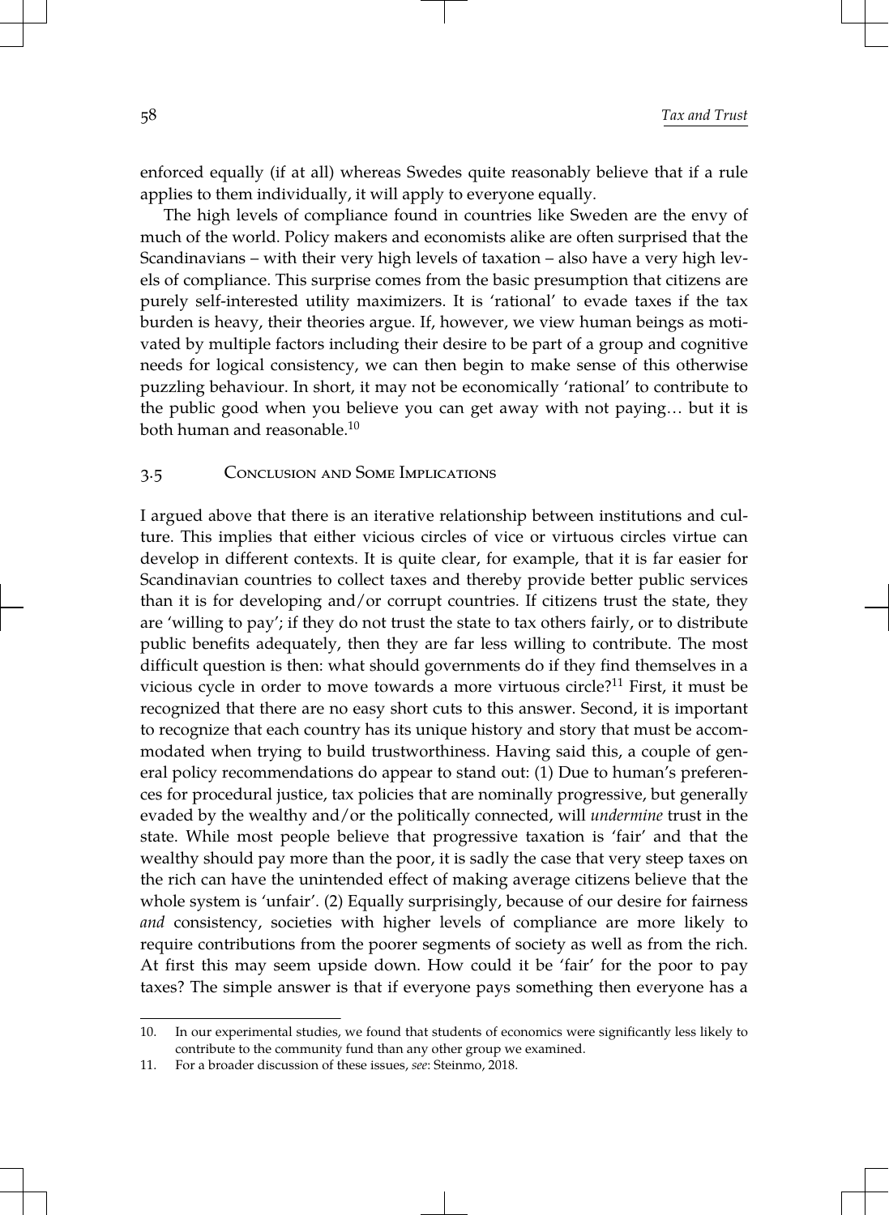enforced equally (if at all) whereas Swedes quite reasonably believe that if a rule applies to them individually, it will apply to everyone equally.

The high levels of compliance found in countries like Sweden are the envy of much of the world. Policy makers and economists alike are often surprised that the Scandinavians – with their very high levels of taxation – also have a very high levels of compliance. This surprise comes from the basic presumption that citizens are purely self-interested utility maximizers. It is 'rational' to evade taxes if the tax burden is heavy, their theories argue. If, however, we view human beings as motivated by multiple factors including their desire to be part of a group and cognitive needs for logical consistency, we can then begin to make sense of this otherwise puzzling behaviour. In short, it may not be economically 'rational' to contribute to the public good when you believe you can get away with not paying… but it is both human and reasonable.[10]

## 3.5 Conclusion and Some Implications

I argued above that there is an iterative relationship between institutions and culture. This implies that either vicious circles of vice or virtuous circles virtue can develop in different contexts. It is quite clear, for example, that it is far easier for Scandinavian countries to collect taxes and thereby provide better public services than it is for developing and/or corrupt countries. If citizens trust the state, they are 'willing to pay'; if they do not trust the state to tax others fairly, or to distribute public benefits adequately, then they are far less willing to contribute. The most difficult question is then: what should governments do if they find themselves in a vicious cycle in order to move towards a more virtuous circle?[11] First, it must be recognized that there are no easy short cuts to this answer. Second, it is important to recognize that each country has its unique history and story that must be accommodated when trying to build trustworthiness. Having said this, a couple of general policy recommendations do appear to stand out: (1) Due to human's preferences for procedural justice, tax policies that are nominally progressive, but generally evaded by the wealthy and/or the politically connected, will *undermine* trust in the state. While most people believe that progressive taxation is 'fair' and that the wealthy should pay more than the poor, it is sadly the case that very steep taxes on the rich can have the unintended effect of making average citizens believe that the whole system is 'unfair'. (2) Equally surprisingly, because of our desire for fairness *and* consistency, societies with higher levels of compliance are more likely to require contributions from the poorer segments of society as well as from the rich. At first this may seem upside down. How could it be 'fair' for the poor to pay taxes? The simple answer is that if everyone pays something then everyone has a

10. In our experimental studies, we found that students of economics were significantly less likely to contribute to the community fund than any other group we examined.

11. For a broader discussion of these issues, *see*: Steinmo, 2018.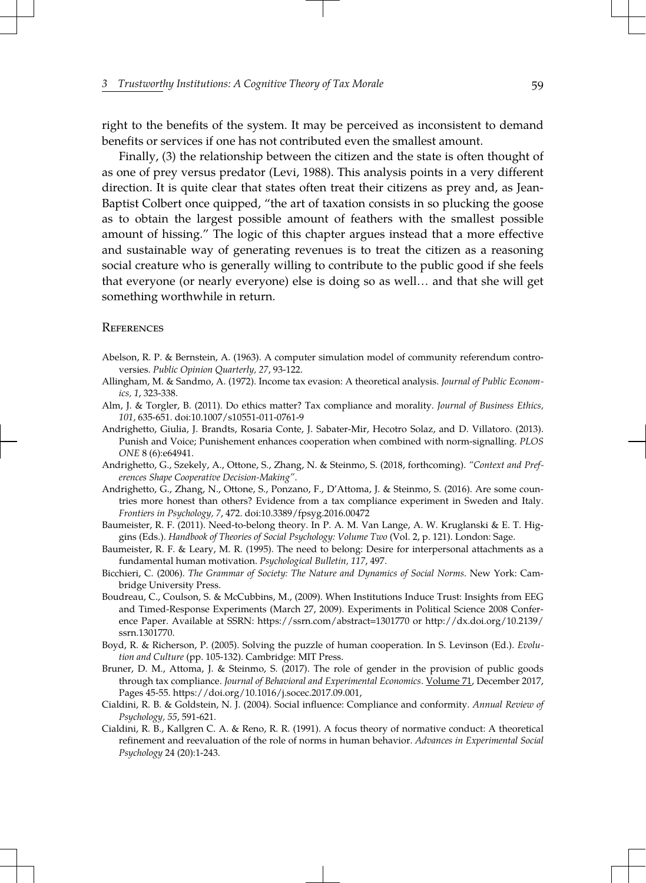right to the benefits of the system. It may be perceived as inconsistent to demand benefits or services if one has not contributed even the smallest amount.

Finally, (3) the relationship between the citizen and the state is often thought of as one of prey versus predator (Levi, 1988). This analysis points in a very different direction. It is quite clear that states often treat their citizens as prey and, as Jean-Baptist Colbert once quipped, "the art of taxation consists in so plucking the goose as to obtain the largest possible amount of feathers with the smallest possible amount of hissing." The logic of this chapter argues instead that a more effective and sustainable way of generating revenues is to treat the citizen as a reasoning social creature who is generally willing to contribute to the public good if she feels that everyone (or nearly everyone) else is doing so as well… and that she will get something worthwhile in return.

## References

Abelson, R. P. & Bernstein, A. (1963). A computer simulation model of community referendum controversies. *Public Opinion Quarterly, 27*, 93-122.

Allingham, M. & Sandmo, A. (1972). Income tax evasion: A theoretical analysis. *Journal of Public Economics, 1*, 323-338.

Alm, J. & Torgler, B. (2011). Do ethics matter? Tax compliance and morality. *Journal of Business Ethics, 101*, 635-651. doi:10.1007/s10551-011-0761-9

Andrighetto, Giulia, J. Brandts, Rosaria Conte, J. Sabater-Mir, Hecotro Solaz, and D. Villatoro. (2013). Punish and Voice; Punishement enhances cooperation when combined with norm-signalling. *PLOS ONE* 8 (6):e64941.

Andrighetto, G., Szekely, A., Ottone, S., Zhang, N. & Steinmo, S. (2018, forthcoming). *"Context and Preferences Shape Cooperative Decision-Making"*.

Andrighetto, G., Zhang, N., Ottone, S., Ponzano, F., D'Attoma, J. & Steinmo, S. (2016). Are some countries more honest than others? Evidence from a tax compliance experiment in Sweden and Italy. *Frontiers in Psychology, 7*, 472. doi:10.3389/fpsyg.2016.00472

Baumeister, R. F. (2011). Need-to-belong theory. In P. A. M. Van Lange, A. W. Kruglanski & E. T. Higgins (Eds.). *Handbook of Theories of Social Psychology: Volume Two* (Vol. 2, p. 121). London: Sage.

Baumeister, R. F. & Leary, M. R. (1995). The need to belong: Desire for interpersonal attachments as a fundamental human motivation. *Psychological Bulletin, 117*, 497.

Bicchieri, C. (2006). *The Grammar of Society: The Nature and Dynamics of Social Norms*. New York: Cambridge University Press.

Boudreau, C., Coulson, S. & McCubbins, M., (2009). When Institutions Induce Trust: Insights from EEG and Timed-Response Experiments (March 27, 2009). Experiments in Political Science 2008 Conference Paper. Available at SSRN: https://ssrn.com/abstract=1301770 or http://dx.doi.org/10.2139/ssrn.1301770.

Boyd, R. & Richerson, P. (2005). Solving the puzzle of human cooperation. In S. Levinson (Ed.). *Evolution and Culture* (pp. 105-132). Cambridge: MIT Press.

Bruner, D. M., Attoma, J. & Steinmo, S. (2017). The role of gender in the provision of public goods through tax compliance. *Journal of Behavioral and Experimental Economics*. Volume 71, December 2017, Pages 45-55. https://doi.org/10.1016/j.socec.2017.09.001,

Cialdini, R. B. & Goldstein, N. J. (2004). Social influence: Compliance and conformity. *Annual Review of Psychology, 55*, 591-621.

Cialdini, R. B., Kallgren C. A. & Reno, R. R. (1991). A focus theory of normative conduct: A theoretical refinement and reevaluation of the role of norms in human behavior. *Advances in Experimental Social Psychology* 24 (20):1-243.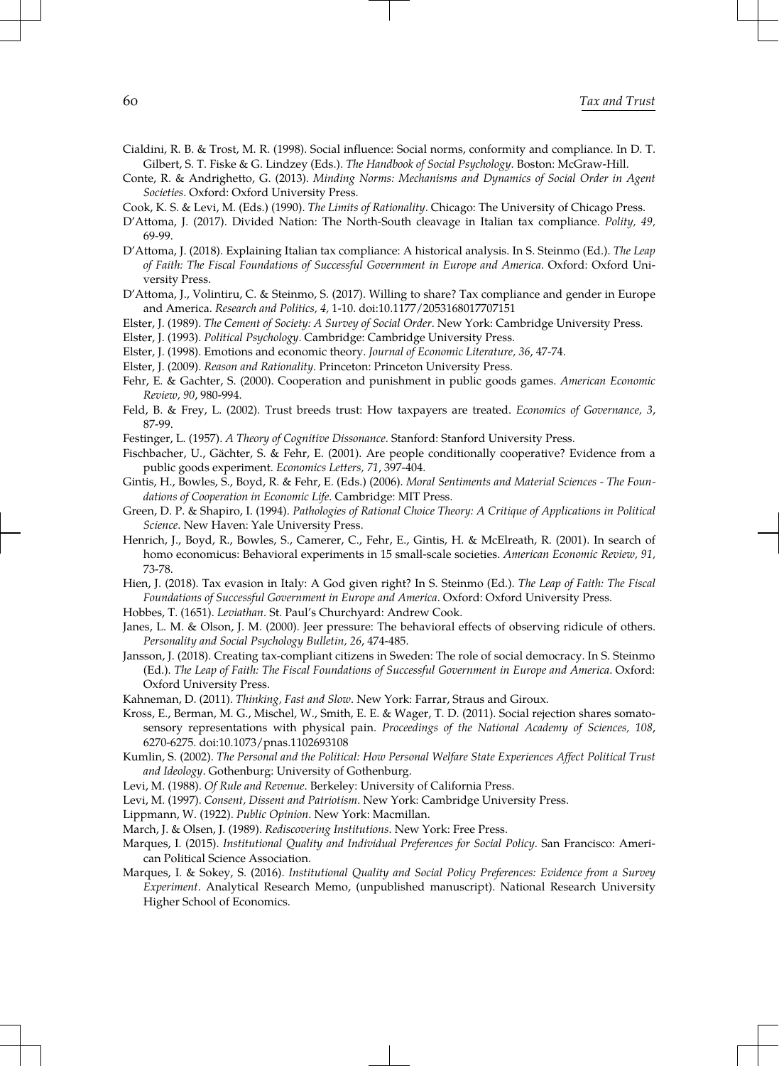Cialdini, R. B. & Trost, M. R. (1998). Social influence: Social norms, conformity and compliance. In D. T. Gilbert, S. T. Fiske & G. Lindzey (Eds.). *The Handbook of Social Psychology*. Boston: McGraw-Hill.

Conte, R. & Andrighetto, G. (2013). *Minding Norms: Mechanisms and Dynamics of Social Order in Agent Societies*. Oxford: Oxford University Press.

Cook, K. S. & Levi, M. (Eds.) (1990). *The Limits of Rationality*. Chicago: The University of Chicago Press.

D'Attoma, J. (2017). Divided Nation: The North-South cleavage in Italian tax compliance. *Polity, 49,* 69-99.

D'Attoma, J. (2018). Explaining Italian tax compliance: A historical analysis. In S. Steinmo (Ed.). *The Leap of Faith: The Fiscal Foundations of Successful Government in Europe and America*. Oxford: Oxford University Press.

D'Attoma, J., Volintiru, C. & Steinmo, S. (2017). Willing to share? Tax compliance and gender in Europe and America. *Research and Politics, 4,* 1-10. doi:10.1177/2053168017707151

Elster, J. (1989). *The Cement of Society: A Survey of Social Order*. New York: Cambridge University Press.

Elster, J. (1993). *Political Psychology*. Cambridge: Cambridge University Press.

Elster, J. (1998). Emotions and economic theory. *Journal of Economic Literature, 36*, 47-74.

Elster, J. (2009). *Reason and Rationality*. Princeton: Princeton University Press.

Fehr, E. & Gachter, S. (2000). Cooperation and punishment in public goods games. *American Economic Review, 90*, 980-994.

Feld, B. & Frey, L. (2002). Trust breeds trust: How taxpayers are treated. *Economics of Governance, 3*, 87-99.

Festinger, L. (1957). *A Theory of Cognitive Dissonance*. Stanford: Stanford University Press.

Fischbacher, U., Gächter, S. & Fehr, E. (2001). Are people conditionally cooperative? Evidence from a public goods experiment. *Economics Letters, 71*, 397-404.

Gintis, H., Bowles, S., Boyd, R. & Fehr, E. (Eds.) (2006). *Moral Sentiments and Material Sciences - The Foundations of Cooperation in Economic Life*. Cambridge: MIT Press.

Green, D. P. & Shapiro, I. (1994). *Pathologies of Rational Choice Theory: A Critique of Applications in Political Science*. New Haven: Yale University Press.

Henrich, J., Boyd, R., Bowles, S., Camerer, C., Fehr, E., Gintis, H. & McElreath, R. (2001). In search of homo economicus: Behavioral experiments in 15 small-scale societies. *American Economic Review, 91,* 73-78.

Hien, J. (2018). Tax evasion in Italy: A God given right? In S. Steinmo (Ed.). *The Leap of Faith: The Fiscal Foundations of Successful Government in Europe and America*. Oxford: Oxford University Press.

Hobbes, T. (1651). *Leviathan*. St. Paul's Churchyard: Andrew Cook.

Janes, L. M. & Olson, J. M. (2000). Jeer pressure: The behavioral effects of observing ridicule of others. *Personality and Social Psychology Bulletin, 26*, 474-485.

Jansson, J. (2018). Creating tax-compliant citizens in Sweden: The role of social democracy. In S. Steinmo (Ed.). *The Leap of Faith: The Fiscal Foundations of Successful Government in Europe and America*. Oxford: Oxford University Press.

Kahneman, D. (2011). *Thinking, Fast and Slow*. New York: Farrar, Straus and Giroux.

Kross, E., Berman, M. G., Mischel, W., Smith, E. E. & Wager, T. D. (2011). Social rejection shares somatosensory representations with physical pain. *Proceedings of the National Academy of Sciences, 108*, 6270-6275. doi:10.1073/pnas.1102693108

Kumlin, S. (2002). *The Personal and the Political: How Personal Welfare State Experiences Affect Political Trust and Ideology*. Gothenburg: University of Gothenburg.

Levi, M. (1988). *Of Rule and Revenue*. Berkeley: University of California Press.

Levi, M. (1997). *Consent, Dissent and Patriotism*. New York: Cambridge University Press.

Lippmann, W. (1922). *Public Opinion*. New York: Macmillan.

March, J. & Olsen, J. (1989). *Rediscovering Institutions*. New York: Free Press.

Marques, I. (2015). *Institutional Quality and Individual Preferences for Social Policy*. San Francisco: American Political Science Association.

Marques, I. & Sokey, S. (2016). *Institutional Quality and Social Policy Preferences: Evidence from a Survey Experiment*. Analytical Research Memo, (unpublished manuscript). National Research University Higher School of Economics.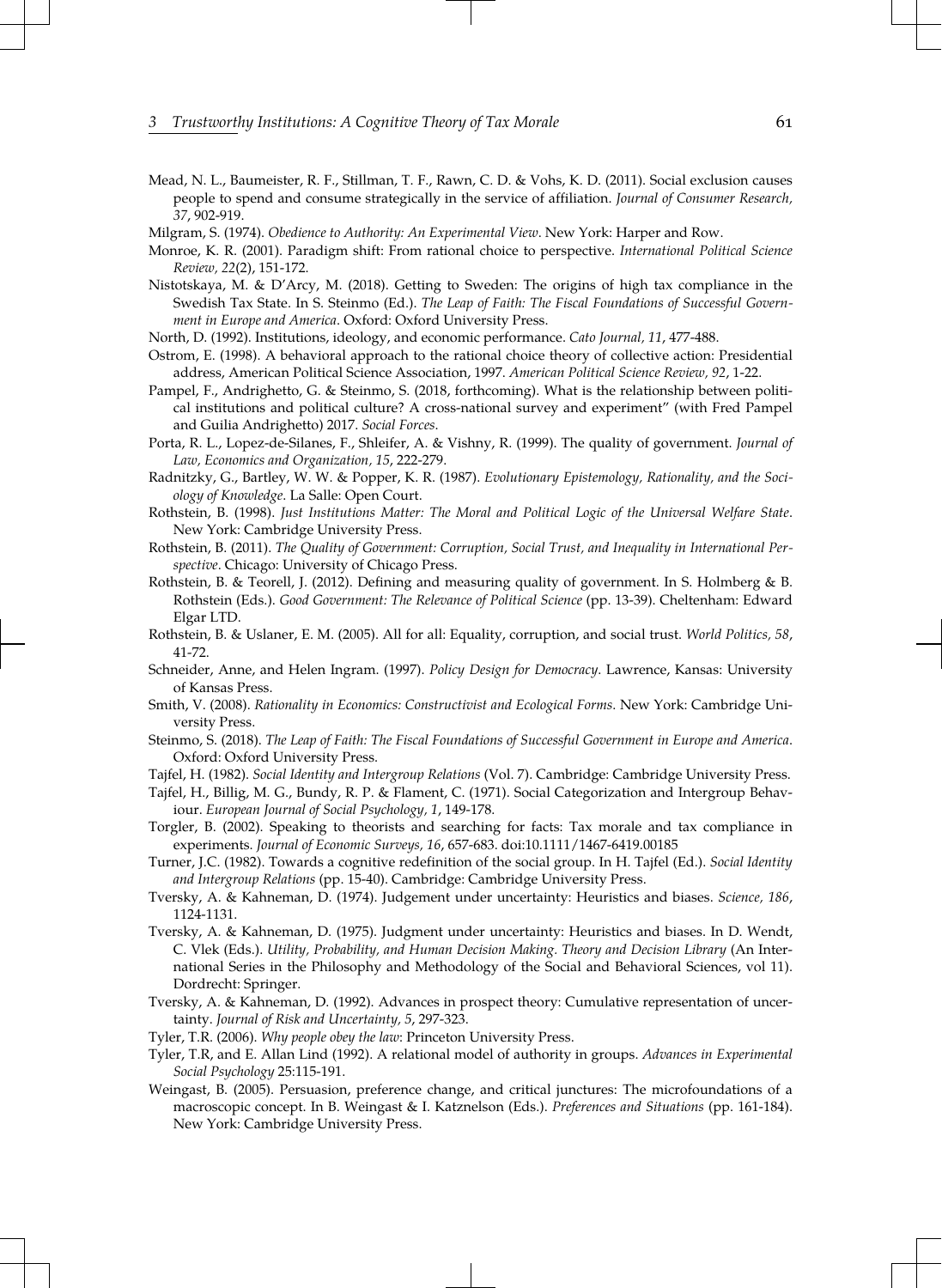Mead, N. L., Baumeister, R. F., Stillman, T. F., Rawn, C. D. & Vohs, K. D. (2011). Social exclusion causes people to spend and consume strategically in the service of affiliation. *Journal of Consumer Research, 37*, 902-919.

Milgram, S. (1974). *Obedience to Authority: An Experimental View*. New York: Harper and Row.

Monroe, K. R. (2001). Paradigm shift: From rational choice to perspective. *International Political Science Review, 22*(2), 151-172.

Nistotskaya, M. & D'Arcy, M. (2018). Getting to Sweden: The origins of high tax compliance in the Swedish Tax State. In S. Steinmo (Ed.). *The Leap of Faith: The Fiscal Foundations of Successful Government in Europe and America*. Oxford: Oxford University Press.

North, D. (1992). Institutions, ideology, and economic performance. *Cato Journal, 11*, 477-488.

Ostrom, E. (1998). A behavioral approach to the rational choice theory of collective action: Presidential address, American Political Science Association, 1997. *American Political Science Review, 92*, 1-22.

Pampel, F., Andrighetto, G. & Steinmo, S. (2018, forthcoming). What is the relationship between political institutions and political culture? A cross-national survey and experiment" (with Fred Pampel and Guilia Andrighetto) 2017. *Social Forces*.

Porta, R. L., Lopez-de-Silanes, F., Shleifer, A. & Vishny, R. (1999). The quality of government. *Journal of Law, Economics and Organization, 15*, 222-279.

Radnitzky, G., Bartley, W. W. & Popper, K. R. (1987). *Evolutionary Epistemology, Rationality, and the Sociology of Knowledge*. La Salle: Open Court.

Rothstein, B. (1998). *Just Institutions Matter: The Moral and Political Logic of the Universal Welfare State*. New York: Cambridge University Press.

Rothstein, B. (2011). *The Quality of Government: Corruption, Social Trust, and Inequality in International Perspective*. Chicago: University of Chicago Press.

Rothstein, B. & Teorell, J. (2012). Defining and measuring quality of government. In S. Holmberg & B. Rothstein (Eds.). *Good Government: The Relevance of Political Science* (pp. 13-39). Cheltenham: Edward Elgar LTD.

Rothstein, B. & Uslaner, E. M. (2005). All for all: Equality, corruption, and social trust. *World Politics, 58*, 41-72.

Schneider, Anne, and Helen Ingram. (1997). *Policy Design for Democracy*. Lawrence, Kansas: University of Kansas Press.

Smith, V. (2008). *Rationality in Economics: Constructivist and Ecological Forms*. New York: Cambridge University Press.

Steinmo, S. (2018). *The Leap of Faith: The Fiscal Foundations of Successful Government in Europe and America*. Oxford: Oxford University Press.

Tajfel, H. (1982). *Social Identity and Intergroup Relations* (Vol. 7). Cambridge: Cambridge University Press.

Tajfel, H., Billig, M. G., Bundy, R. P. & Flament, C. (1971). Social Categorization and Intergroup Behaviour. *European Journal of Social Psychology, 1*, 149-178.

Torgler, B. (2002). Speaking to theorists and searching for facts: Tax morale and tax compliance in experiments. *Journal of Economic Surveys, 16*, 657-683. doi:10.1111/1467-6419.00185

Turner, J.C. (1982). Towards a cognitive redefinition of the social group. In H. Tajfel (Ed.). *Social Identity and Intergroup Relations* (pp. 15-40). Cambridge: Cambridge University Press.

Tversky, A. & Kahneman, D. (1974). Judgement under uncertainty: Heuristics and biases. *Science, 186*, 1124-1131.

Tversky, A. & Kahneman, D. (1975). Judgment under uncertainty: Heuristics and biases. In D. Wendt, C. Vlek (Eds.). *Utility, Probability, and Human Decision Making. Theory and Decision Library* (An International Series in the Philosophy and Methodology of the Social and Behavioral Sciences, vol 11). Dordrecht: Springer.

Tversky, A. & Kahneman, D. (1992). Advances in prospect theory: Cumulative representation of uncertainty. *Journal of Risk and Uncertainty, 5*, 297-323.

Tyler, T.R. (2006). *Why people obey the law*: Princeton University Press.

Tyler, T.R, and E. Allan Lind (1992). A relational model of authority in groups. *Advances in Experimental Social Psychology* 25:115-191.

Weingast, B. (2005). Persuasion, preference change, and critical junctures: The microfoundations of a macroscopic concept. In B. Weingast & I. Katznelson (Eds.). *Preferences and Situations* (pp. 161-184). New York: Cambridge University Press.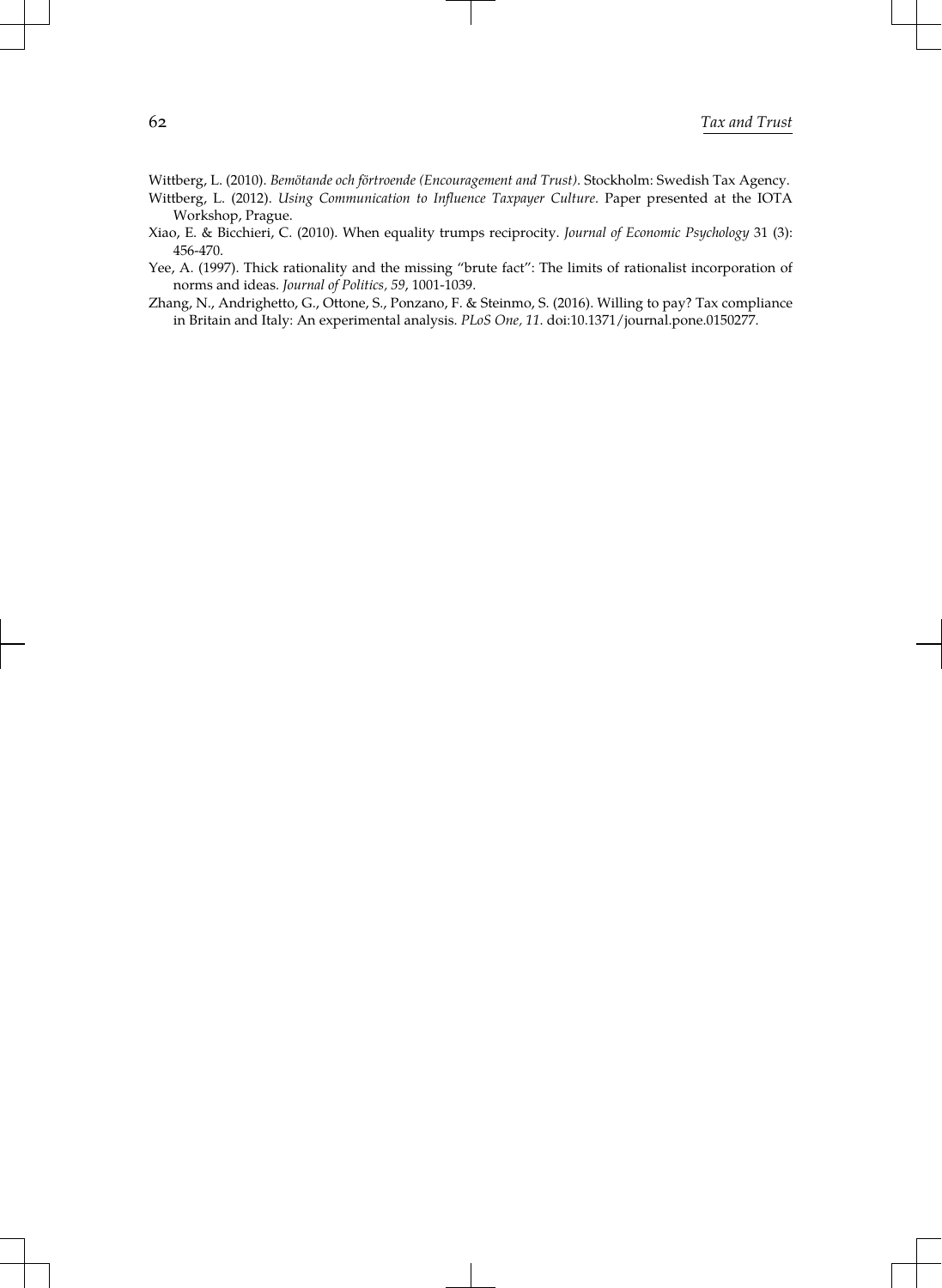Wittberg, L. (2010). *Bemötande och förtroende (Encouragement and Trust)*. Stockholm: Swedish Tax Agency.

Wittberg, L. (2012). *Using Communication to Influence Taxpayer Culture.* Paper presented at the IOTA Workshop, Prague.

Xiao, E. & Bicchieri, C. (2010). When equality trumps reciprocity. *Journal of Economic Psychology* 31 (3): 456-470.

Yee, A. (1997). Thick rationality and the missing "brute fact": The limits of rationalist incorporation of norms and ideas. *Journal of Politics, 59*, 1001-1039.

Zhang, N., Andrighetto, G., Ottone, S., Ponzano, F. & Steinmo, S. (2016). Willing to pay? Tax compliance in Britain and Italy: An experimental analysis. *PLoS One, 11*. doi:10.1371/journal.pone.0150277.